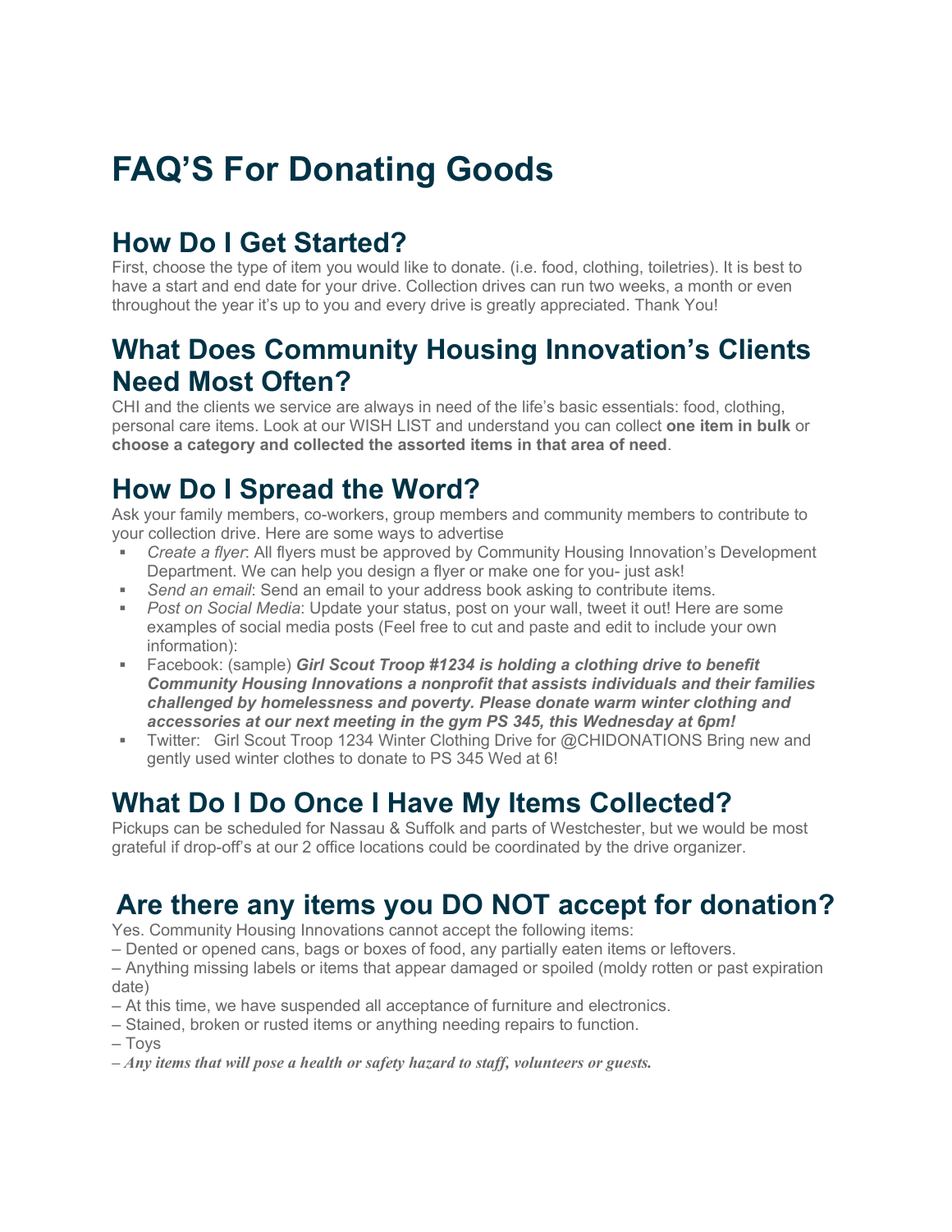# FAQ'S For Donating Goods

## How Do I Get Started?

First, choose the type of item you would like to donate. (i.e. food, clothing, toiletries). It is best to have a start and end date for your drive. Collection drives can run two weeks, a month or even throughout the year it's up to you and every drive is greatly appreciated. Thank You!

## What Does Community Housing Innovation's Clients Need Most Often?

CHI and the clients we service are always in need of the life's basic essentials: food, clothing, personal care items. Look at our WISH LIST and understand you can collect **one item in bulk** or **choose a category and collected the assorted items in that area of need**.

## How Do I Spread the Word?

Ask your family members, co-workers, group members and community members to contribute to your collection drive. Here are some ways to advertise

- *Create a flyer*: All flyers must be approved by Community Housing Innovation's Development Department. We can help you design a flyer or make one for you- just ask!
- *Send an email*: Send an email to your address book asking to contribute items.
- *Post on Social Media*: Update your status, post on your wall, tweet it out! Here are some examples of social media posts (Feel free to cut and paste and edit to include your own information):
- Facebook: (sample) ***Girl Scout Troop #1234 is holding a clothing drive to benefit Community Housing Innovations a nonprofit that assists individuals and their families challenged by homelessness and poverty. Please donate warm winter clothing and accessories at our next meeting in the gym PS 345, this Wednesday at 6pm!***
- Twitter: Girl Scout Troop 1234 Winter Clothing Drive for @CHIDONATIONS Bring new and gently used winter clothes to donate to PS 345 Wed at 6!

## What Do I Do Once I Have My Items Collected?

Pickups can be scheduled for Nassau & Suffolk and parts of Westchester, but we would be most grateful if drop-off's at our 2 office locations could be coordinated by the drive organizer.

## Are there any items you DO NOT accept for donation?

Yes. Community Housing Innovations cannot accept the following items:

– Dented or opened cans, bags or boxes of food, any partially eaten items or leftovers.

– Anything missing labels or items that appear damaged or spoiled (moldy rotten or past expiration date)

– At this time, we have suspended all acceptance of furniture and electronics.

– Stained, broken or rusted items or anything needing repairs to function.

– Toys

– ***Any items that will pose a health or safety hazard to staff, volunteers or guests.***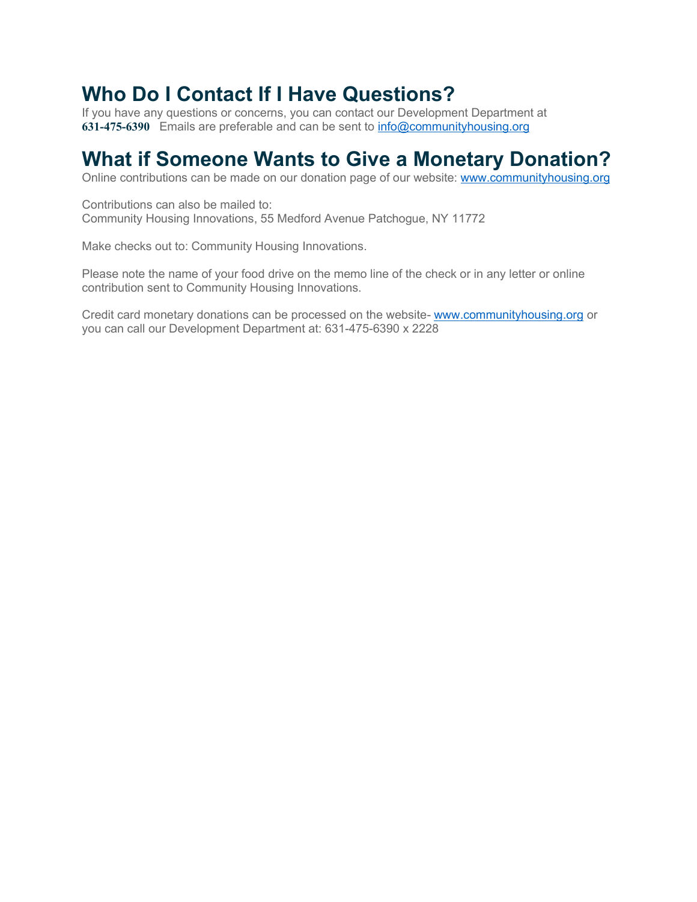## Who Do I Contact If I Have Questions?

If you have any questions or concerns, you can contact our Development Department at **631-475-6390** Emails are preferable and can be sent to info@communityhousing.org

## What if Someone Wants to Give a Monetary Donation?

Online contributions can be made on our donation page of our website: www.communityhousing.org

Contributions can also be mailed to:
Community Housing Innovations, 55 Medford Avenue Patchogue, NY 11772

Make checks out to: Community Housing Innovations.

Please note the name of your food drive on the memo line of the check or in any letter or online contribution sent to Community Housing Innovations.

Credit card monetary donations can be processed on the website- www.communityhousing.org or you can call our Development Department at: 631-475-6390 x 2228